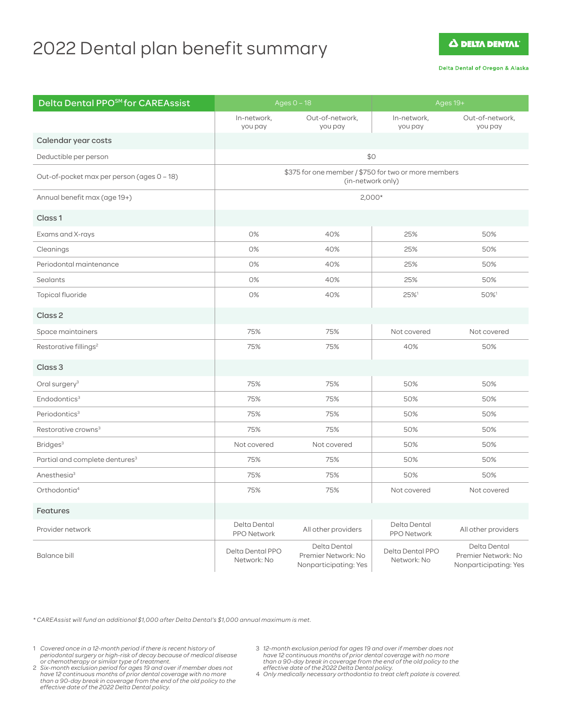# 2022 Dental plan benefit summary

DELTA DENTAL

Delta Dental of Oregon & Alaska

| Delta Dental PPO[SM] for CAREAssist | Ages 0 – 18 | | Ages 19+ | |
|---|---|---|---|---|
| | In-network, you pay | Out-of-network, you pay | In-network, you pay | Out-of-network, you pay |
| **Calendar year costs** | | | | |
| Deductible per person | $0 | | | |
| Out-of-pocket max per person (ages 0 – 18) | $375 for one member / $750 for two or more members (in-network only) | | | |
| Annual benefit max (age 19+) | 2,000* | | | |
| **Class 1** | | | | |
| Exams and X-rays | 0% | 40% | 25% | 50% |
| Cleanings | 0% | 40% | 25% | 50% |
| Periodontal maintenance | 0% | 40% | 25% | 50% |
| Sealants | 0% | 40% | 25% | 50% |
| Topical fluoride | 0% | 40% | 25%[1] | 50%[1] |
| **Class 2** | | | | |
| Space maintainers | 75% | 75% | Not covered | Not covered |
| Restorative fillings[2] | 75% | 75% | 40% | 50% |
| **Class 3** | | | | |
| Oral surgery[3] | 75% | 75% | 50% | 50% |
| Endodontics[3] | 75% | 75% | 50% | 50% |
| Periodontics[3] | 75% | 75% | 50% | 50% |
| Restorative crowns[3] | 75% | 75% | 50% | 50% |
| Bridges[3] | Not covered | Not covered | 50% | 50% |
| Partial and complete dentures[3] | 75% | 75% | 50% | 50% |
| Anesthesia[3] | 75% | 75% | 50% | 50% |
| Orthodontia[4] | 75% | 75% | Not covered | Not covered |
| **Features** | | | | |
| Provider network | Delta Dental PPO Network | All other providers | Delta Dental PPO Network | All other providers |
| Balance bill | Delta Dental PPO Network: No | Delta Dental Premier Network: No Nonparticipating: Yes | Delta Dental PPO Network: No | Delta Dental Premier Network: No Nonparticipating: Yes |

*\* CAREAssist will fund an additional $1,000 after Delta Dental's $1,000 annual maximum is met.*

1. *Covered once in a 12-month period if there is recent history of periodontal surgery or high-risk of decay because of medical disease or chemotherapy or similar type of treatment.*
2. *Six-month exclusion period for ages 19 and over if member does not have 12 continuous months of prior dental coverage with no more than a 90-day break in coverage from the end of the old policy to the effective date of the 2022 Delta Dental policy.*
3. *12-month exclusion period for ages 19 and over if member does not have 12 continuous months of prior dental coverage with no more than a 90-day break in coverage from the end of the old policy to the effective date of the 2022 Delta Dental policy.*
4. *Only medically necessary orthodontia to treat cleft palate is covered.*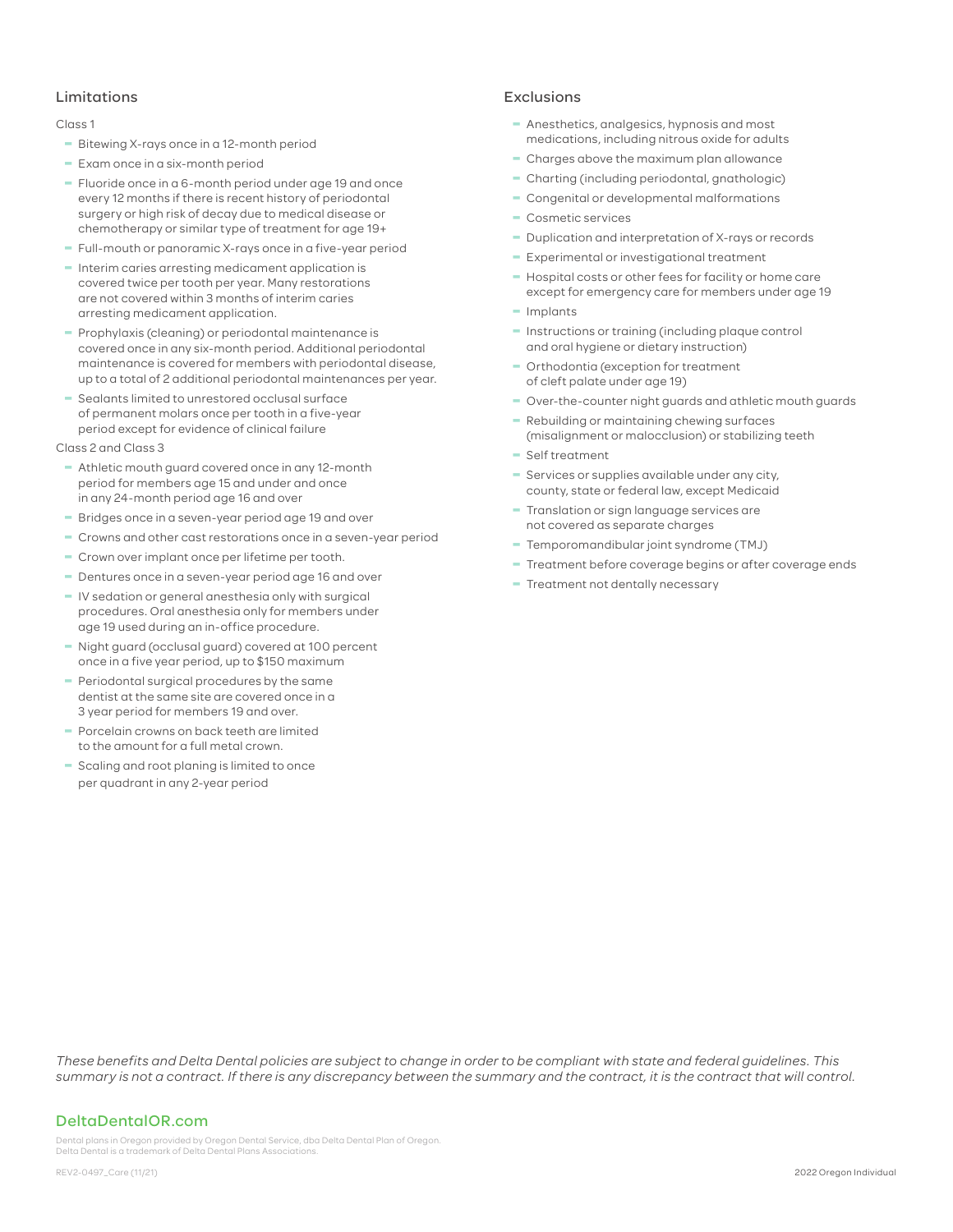## Limitations

Class 1

- Bitewing X-rays once in a 12-month period
- Exam once in a six-month period
- Fluoride once in a 6-month period under age 19 and once every 12 months if there is recent history of periodontal surgery or high risk of decay due to medical disease or chemotherapy or similar type of treatment for age 19+
- Full-mouth or panoramic X-rays once in a five-year period
- Interim caries arresting medicament application is covered twice per tooth per year. Many restorations are not covered within 3 months of interim caries arresting medicament application.
- Prophylaxis (cleaning) or periodontal maintenance is covered once in any six-month period. Additional periodontal maintenance is covered for members with periodontal disease, up to a total of 2 additional periodontal maintenances per year.
- Sealants limited to unrestored occlusal surface of permanent molars once per tooth in a five-year period except for evidence of clinical failure

Class 2 and Class 3

- Athletic mouth guard covered once in any 12-month period for members age 15 and under and once in any 24-month period age 16 and over
- Bridges once in a seven-year period age 19 and over
- Crowns and other cast restorations once in a seven-year period
- Crown over implant once per lifetime per tooth.
- Dentures once in a seven-year period age 16 and over
- IV sedation or general anesthesia only with surgical procedures. Oral anesthesia only for members under age 19 used during an in-office procedure.
- Night guard (occlusal guard) covered at 100 percent once in a five year period, up to $150 maximum
- Periodontal surgical procedures by the same dentist at the same site are covered once in a 3 year period for members 19 and over.
- Porcelain crowns on back teeth are limited to the amount for a full metal crown.
- Scaling and root planing is limited to once per quadrant in any 2-year period

## Exclusions

- Anesthetics, analgesics, hypnosis and most medications, including nitrous oxide for adults
- Charges above the maximum plan allowance
- Charting (including periodontal, gnathologic)
- Congenital or developmental malformations
- Cosmetic services
- Duplication and interpretation of X-rays or records
- Experimental or investigational treatment
- Hospital costs or other fees for facility or home care except for emergency care for members under age 19
- Implants
- Instructions or training (including plaque control and oral hygiene or dietary instruction)
- Orthodontia (exception for treatment of cleft palate under age 19)
- Over-the-counter night guards and athletic mouth guards
- Rebuilding or maintaining chewing surfaces (misalignment or malocclusion) or stabilizing teeth
- Self treatment
- Services or supplies available under any city, county, state or federal law, except Medicaid
- Translation or sign language services are not covered as separate charges
- Temporomandibular joint syndrome (TMJ)
- Treatment before coverage begins or after coverage ends
- Treatment not dentally necessary

*These benefits and Delta Dental policies are subject to change in order to be compliant with state and federal guidelines. This summary is not a contract. If there is any discrepancy between the summary and the contract, it is the contract that will control.*

**DeltaDentalOR.com**

Dental plans in Oregon provided by Oregon Dental Service, dba Delta Dental Plan of Oregon.
Delta Dental is a trademark of Delta Dental Plans Association.

REV2-0497_Care (11/21)

2022 Oregon Individual